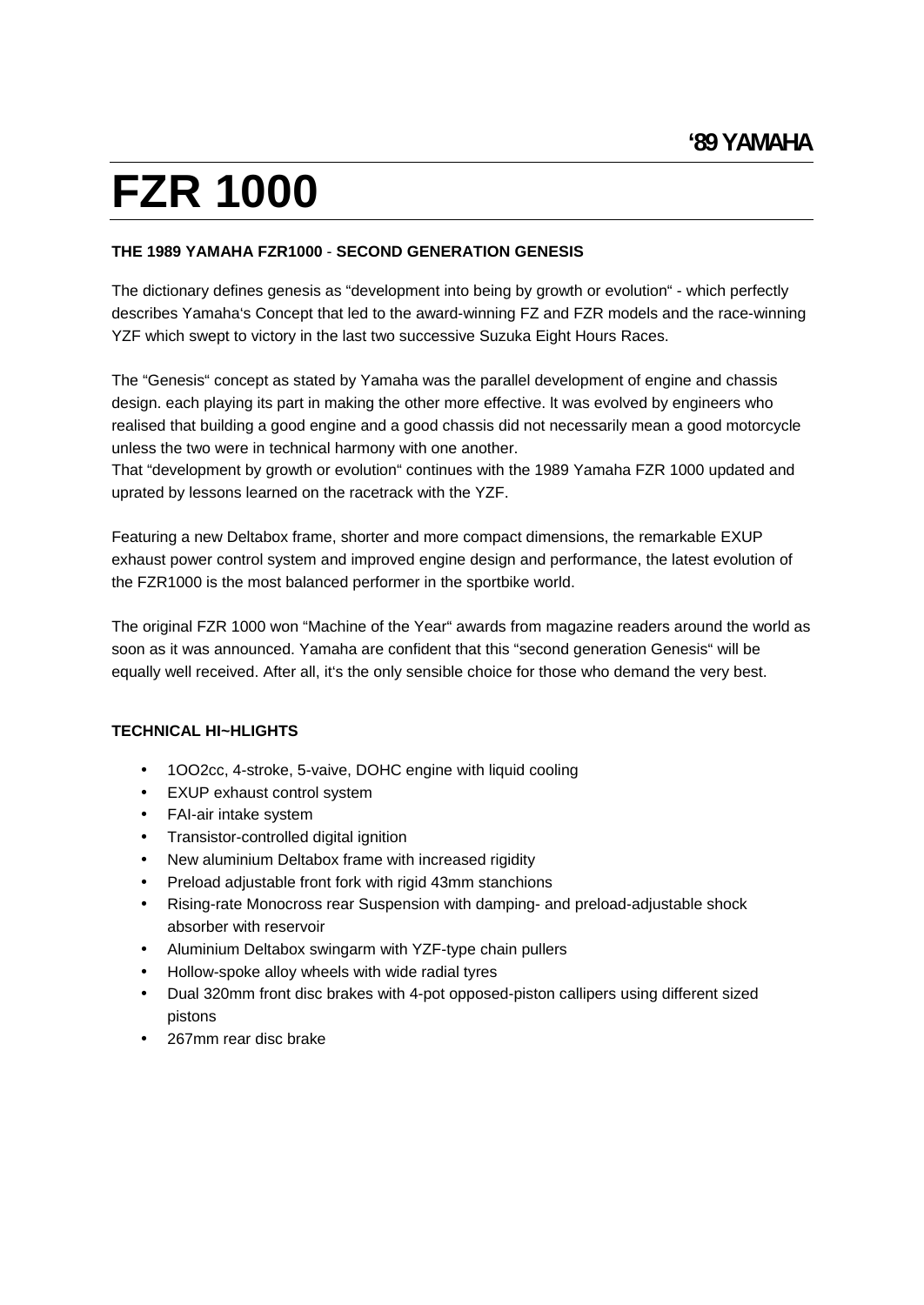**‘89 YAMAHA**

# FZR 1000

**THE 1989 YAMAHA FZR1000** - **SECOND GENERATION GENESIS**

The dictionary defines genesis as “development into being by growth or evolution“ - which perfectly describes Yamaha‘s Concept that led to the award-winning FZ and FZR models and the race-winning YZF which swept to victory in the last two successive Suzuka Eight Hours Races.

The “Genesis“ concept as stated by Yamaha was the parallel development of engine and chassis design. each playing its part in making the other more effective. lt was evolved by engineers who realised that building a good engine and a good chassis did not necessarily mean a good motorcycle unless the two were in technical harmony with one another.
That “development by growth or evolution“ continues with the 1989 Yamaha FZR 1000 updated and uprated by lessons learned on the racetrack with the YZF.

Featuring a new Deltabox frame, shorter and more compact dimensions, the remarkable EXUP exhaust power control system and improved engine design and performance, the latest evolution of the FZR1000 is the most balanced performer in the sportbike world.

The original FZR 1000 won “Machine of the Year“ awards from magazine readers around the world as soon as it was announced. Yamaha are confident that this “second generation Genesis“ will be equally well received. After all, it‘s the only sensible choice for those who demand the very best.

**TECHNICAL HI~HLIGHTS**

- 1OO2cc, 4-stroke, 5-vaive, DOHC engine with liquid cooling
- EXUP exhaust control system
- FAI-air intake system
- Transistor-controlled digital ignition
- New aluminium Deltabox frame with increased rigidity
- Preload adjustable front fork with rigid 43mm stanchions
- Rising-rate Monocross rear Suspension with damping- and preload-adjustable shock absorber with reservoir
- Aluminium Deltabox swingarm with YZF-type chain pullers
- Hollow-spoke alloy wheels with wide radial tyres
- Dual 320mm front disc brakes with 4-pot opposed-piston callipers using different sized pistons
- 267mm rear disc brake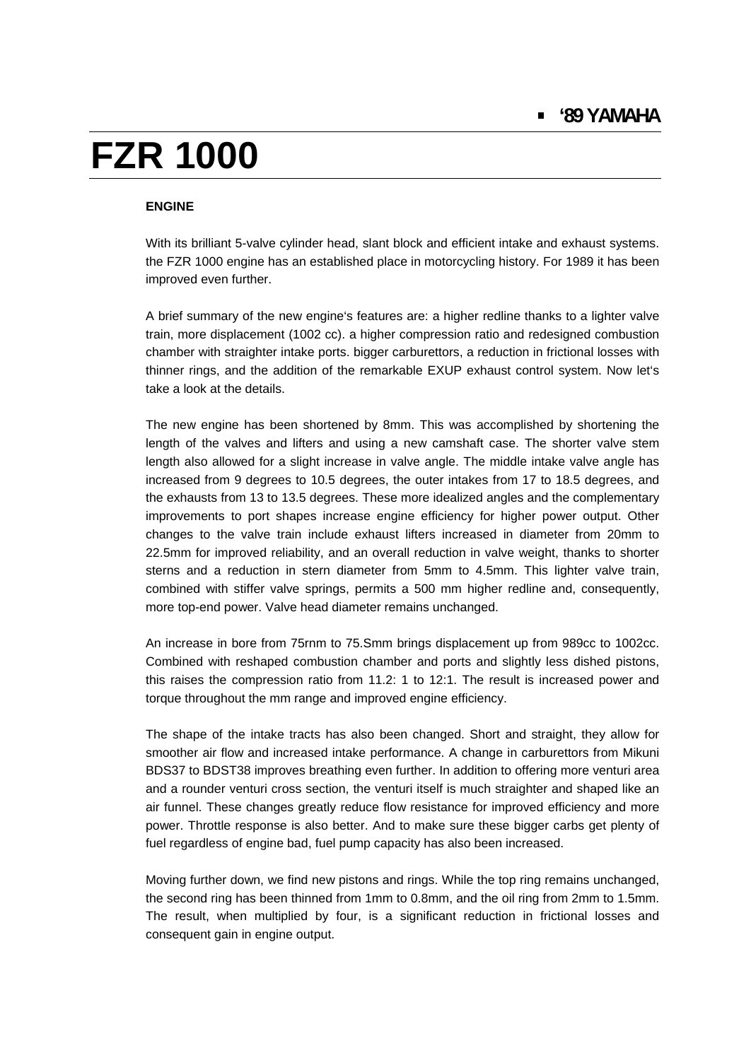# FZR 1000

## ENGINE

With its brilliant 5-valve cylinder head, slant block and efficient intake and exhaust systems. the FZR 1000 engine has an established place in motorcycling history. For 1989 it has been improved even further.

A brief summary of the new engine's features are: a higher redline thanks to a lighter valve train, more displacement (1002 cc). a higher compression ratio and redesigned combustion chamber with straighter intake ports. bigger carburettors, a reduction in frictional losses with thinner rings, and the addition of the remarkable EXUP exhaust control system. Now let's take a look at the details.

The new engine has been shortened by 8mm. This was accomplished by shortening the length of the valves and lifters and using a new camshaft case. The shorter valve stem length also allowed for a slight increase in valve angle. The middle intake valve angle has increased from 9 degrees to 10.5 degrees, the outer intakes from 17 to 18.5 degrees, and the exhausts from 13 to 13.5 degrees. These more idealized angles and the complementary improvements to port shapes increase engine efficiency for higher power output. Other changes to the valve train include exhaust lifters increased in diameter from 20mm to 22.5mm for improved reliability, and an overall reduction in valve weight, thanks to shorter sterns and a reduction in stern diameter from 5mm to 4.5mm. This lighter valve train, combined with stiffer valve springs, permits a 500 mm higher redline and, consequently, more top-end power. Valve head diameter remains unchanged.

An increase in bore from 75rnm to 75.Smm brings displacement up from 989cc to 1002cc. Combined with reshaped combustion chamber and ports and slightly less dished pistons, this raises the compression ratio from 11.2: 1 to 12:1. The result is increased power and torque throughout the mm range and improved engine efficiency.

The shape of the intake tracts has also been changed. Short and straight, they allow for smoother air flow and increased intake performance. A change in carburettors from Mikuni BDS37 to BDST38 improves breathing even further. In addition to offering more venturi area and a rounder venturi cross section, the venturi itself is much straighter and shaped like an air funnel. These changes greatly reduce flow resistance for improved efficiency and more power. Throttle response is also better. And to make sure these bigger carbs get plenty of fuel regardless of engine bad, fuel pump capacity has also been increased.

Moving further down, we find new pistons and rings. While the top ring remains unchanged, the second ring has been thinned from 1mm to 0.8mm, and the oil ring from 2mm to 1.5mm. The result, when multiplied by four, is a significant reduction in frictional losses and consequent gain in engine output.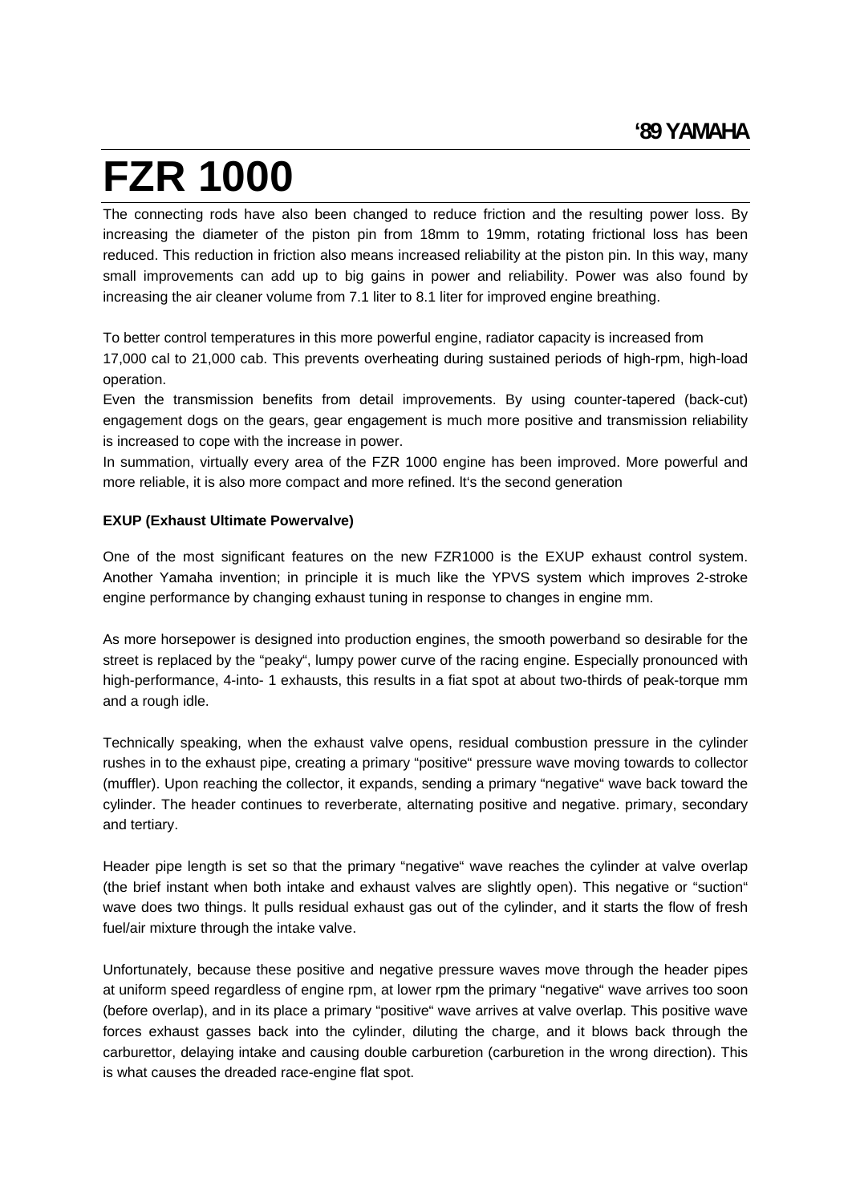# FZR 1000

The connecting rods have also been changed to reduce friction and the resulting power loss. By increasing the diameter of the piston pin from 18mm to 19mm, rotating frictional loss has been reduced. This reduction in friction also means increased reliability at the piston pin. In this way, many small improvements can add up to big gains in power and reliability. Power was also found by increasing the air cleaner volume from 7.1 liter to 8.1 liter for improved engine breathing.

To better control temperatures in this more powerful engine, radiator capacity is increased from 17,000 cal to 21,000 cab. This prevents overheating during sustained periods of high-rpm, high-load operation.

Even the transmission benefits from detail improvements. By using counter-tapered (back-cut) engagement dogs on the gears, gear engagement is much more positive and transmission reliability is increased to cope with the increase in power.

In summation, virtually every area of the FZR 1000 engine has been improved. More powerful and more reliable, it is also more compact and more refined. lt‘s the second generation

**EXUP (Exhaust Ultimate Powervalve)**

One of the most significant features on the new FZR1000 is the EXUP exhaust control system. Another Yamaha invention; in principle it is much like the YPVS system which improves 2-stroke engine performance by changing exhaust tuning in response to changes in engine mm.

As more horsepower is designed into production engines, the smooth powerband so desirable for the street is replaced by the “peaky“, lumpy power curve of the racing engine. Especially pronounced with high-performance, 4-into- 1 exhausts, this results in a fiat spot at about two-thirds of peak-torque mm and a rough idle.

Technically speaking, when the exhaust valve opens, residual combustion pressure in the cylinder rushes in to the exhaust pipe, creating a primary “positive“ pressure wave moving towards to collector (muffler). Upon reaching the collector, it expands, sending a primary “negative“ wave back toward the cylinder. The header continues to reverberate, alternating positive and negative. primary, secondary and tertiary.

Header pipe length is set so that the primary “negative“ wave reaches the cylinder at valve overlap (the brief instant when both intake and exhaust valves are slightly open). This negative or “suction“ wave does two things. lt pulls residual exhaust gas out of the cylinder, and it starts the flow of fresh fuel/air mixture through the intake valve.

Unfortunately, because these positive and negative pressure waves move through the header pipes at uniform speed regardless of engine rpm, at lower rpm the primary “negative“ wave arrives too soon (before overlap), and in its place a primary “positive“ wave arrives at valve overlap. This positive wave forces exhaust gasses back into the cylinder, diluting the charge, and it blows back through the carburettor, delaying intake and causing double carburetion (carburetion in the wrong direction). This is what causes the dreaded race-engine flat spot.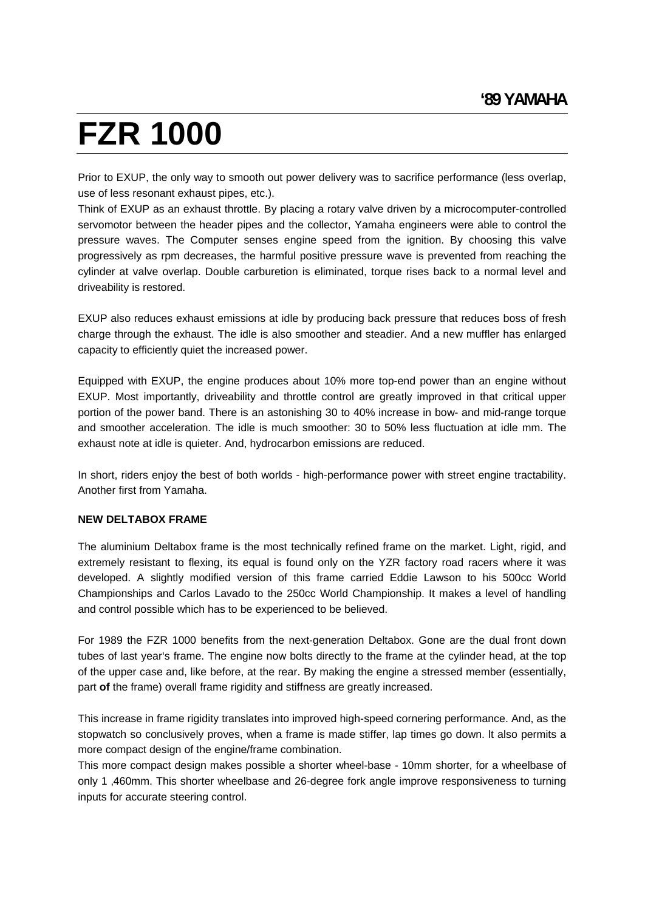**'89 YAMAHA**

# FZR 1000

Prior to EXUP, the only way to smooth out power delivery was to sacrifice performance (less overlap, use of less resonant exhaust pipes, etc.).

Think of EXUP as an exhaust throttle. By placing a rotary valve driven by a microcomputer-controlled servomotor between the header pipes and the collector, Yamaha engineers were able to control the pressure waves. The Computer senses engine speed from the ignition. By choosing this valve progressively as rpm decreases, the harmful positive pressure wave is prevented from reaching the cylinder at valve overlap. Double carburetion is eliminated, torque rises back to a normal level and driveability is restored.

EXUP also reduces exhaust emissions at idle by producing back pressure that reduces boss of fresh charge through the exhaust. The idle is also smoother and steadier. And a new muffler has enlarged capacity to efficiently quiet the increased power.

Equipped with EXUP, the engine produces about 10% more top-end power than an engine without EXUP. Most importantly, driveability and throttle control are greatly improved in that critical upper portion of the power band. There is an astonishing 30 to 40% increase in bow- and mid-range torque and smoother acceleration. The idle is much smoother: 30 to 50% less fluctuation at idle mm. The exhaust note at idle is quieter. And, hydrocarbon emissions are reduced.

In short, riders enjoy the best of both worlds - high-performance power with street engine tractability. Another first from Yamaha.

**NEW DELTABOX FRAME**

The aluminium Deltabox frame is the most technically refined frame on the market. Light, rigid, and extremely resistant to flexing, its equal is found only on the YZR factory road racers where it was developed. A slightly modified version of this frame carried Eddie Lawson to his 500cc World Championships and Carlos Lavado to the 250cc World Championship. It makes a level of handling and control possible which has to be experienced to be believed.

For 1989 the FZR 1000 benefits from the next-generation Deltabox. Gone are the dual front down tubes of last year's frame. The engine now bolts directly to the frame at the cylinder head, at the top of the upper case and, like before, at the rear. By making the engine a stressed member (essentially, part **of** the frame) overall frame rigidity and stiffness are greatly increased.

This increase in frame rigidity translates into improved high-speed cornering performance. And, as the stopwatch so conclusively proves, when a frame is made stiffer, lap times go down. lt also permits a more compact design of the engine/frame combination.

This more compact design makes possible a shorter wheel-base - 10mm shorter, for a wheelbase of only 1 ,460mm. This shorter wheelbase and 26-degree fork angle improve responsiveness to turning inputs for accurate steering control.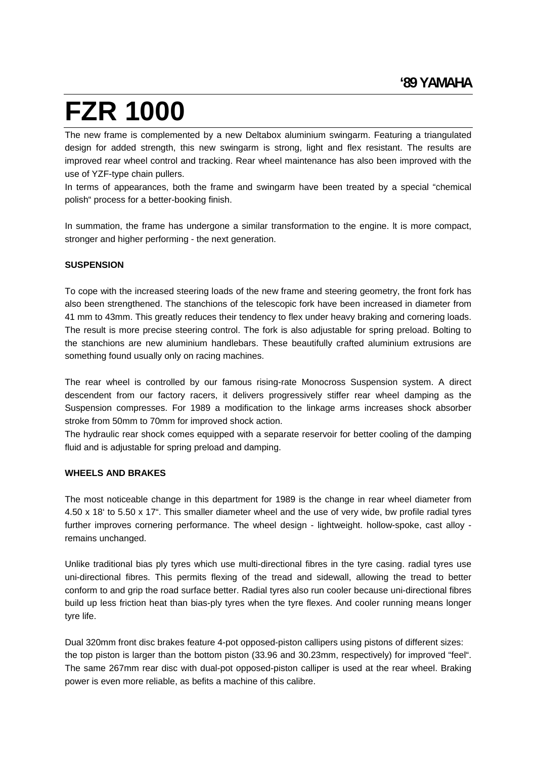'89 YAMAHA

# FZR 1000

The new frame is complemented by a new Deltabox aluminium swingarm. Featuring a triangulated design for added strength, this new swingarm is strong, light and flex resistant. The results are improved rear wheel control and tracking. Rear wheel maintenance has also been improved with the use of YZF-type chain pullers.

In terms of appearances, both the frame and swingarm have been treated by a special "chemical polish" process for a better-booking finish.

In summation, the frame has undergone a similar transformation to the engine. lt is more compact, stronger and higher performing - the next generation.

**SUSPENSION**

To cope with the increased steering loads of the new frame and steering geometry, the front fork has also been strengthened. The stanchions of the telescopic fork have been increased in diameter from 41 mm to 43mm. This greatly reduces their tendency to flex under heavy braking and cornering loads. The result is more precise steering control. The fork is also adjustable for spring preload. Bolting to the stanchions are new aluminium handlebars. These beautifully crafted aluminium extrusions are something found usually only on racing machines.

The rear wheel is controlled by our famous rising-rate Monocross Suspension system. A direct descendent from our factory racers, it delivers progressively stiffer rear wheel damping as the Suspension compresses. For 1989 a modification to the linkage arms increases shock absorber stroke from 50mm to 70mm for improved shock action.

The hydraulic rear shock comes equipped with a separate reservoir for better cooling of the damping fluid and is adjustable for spring preload and damping.

**WHEELS AND BRAKES**

The most noticeable change in this department for 1989 is the change in rear wheel diameter from 4.50 x 18' to 5.50 x 17". This smaller diameter wheel and the use of very wide, bw profile radial tyres further improves cornering performance. The wheel design - lightweight. hollow-spoke, cast alloy - remains unchanged.

Unlike traditional bias ply tyres which use multi-directional fibres in the tyre casing. radial tyres use uni-directional fibres. This permits flexing of the tread and sidewall, allowing the tread to better conform to and grip the road surface better. Radial tyres also run cooler because uni-directional fibres build up less friction heat than bias-ply tyres when the tyre flexes. And cooler running means longer tyre life.

Dual 320mm front disc brakes feature 4-pot opposed-piston callipers using pistons of different sizes: the top piston is larger than the bottom piston (33.96 and 30.23mm, respectively) for improved "feel". The same 267mm rear disc with dual-pot opposed-piston calliper is used at the rear wheel. Braking power is even more reliable, as befits a machine of this calibre.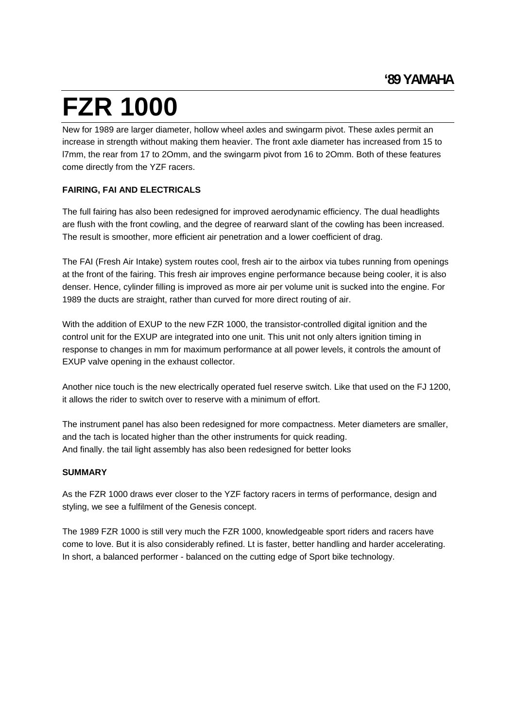**'89 YAMAHA**

# FZR 1000

New for 1989 are larger diameter, hollow wheel axles and swingarm pivot. These axles permit an increase in strength without making them heavier. The front axle diameter has increased from 15 to l7mm, the rear from 17 to 2Omm, and the swingarm pivot from 16 to 2Omm. Both of these features come directly from the YZF racers.

**FAIRING, FAI AND ELECTRICALS**

The full fairing has also been redesigned for improved aerodynamic efficiency. The dual headlights are flush with the front cowling, and the degree of rearward slant of the cowling has been increased. The result is smoother, more efficient air penetration and a lower coefficient of drag.

The FAI (Fresh Air Intake) system routes cool, fresh air to the airbox via tubes running from openings at the front of the fairing. This fresh air improves engine performance because being cooler, it is also denser. Hence, cylinder filling is improved as more air per volume unit is sucked into the engine. For 1989 the ducts are straight, rather than curved for more direct routing of air.

With the addition of EXUP to the new FZR 1000, the transistor-controlled digital ignition and the control unit for the EXUP are integrated into one unit. This unit not only alters ignition timing in response to changes in mm for maximum performance at all power levels, it controls the amount of EXUP valve opening in the exhaust collector.

Another nice touch is the new electrically operated fuel reserve switch. Like that used on the FJ 1200, it allows the rider to switch over to reserve with a minimum of effort.

The instrument panel has also been redesigned for more compactness. Meter diameters are smaller, and the tach is located higher than the other instruments for quick reading.
And finally. the tail light assembly has also been redesigned for better looks

**SUMMARY**

As the FZR 1000 draws ever closer to the YZF factory racers in terms of performance, design and styling, we see a fulfilment of the Genesis concept.

The 1989 FZR 1000 is still very much the FZR 1000, knowledgeable sport riders and racers have come to love. But it is also considerably refined. Lt is faster, better handling and harder accelerating. In short, a balanced performer - balanced on the cutting edge of Sport bike technology.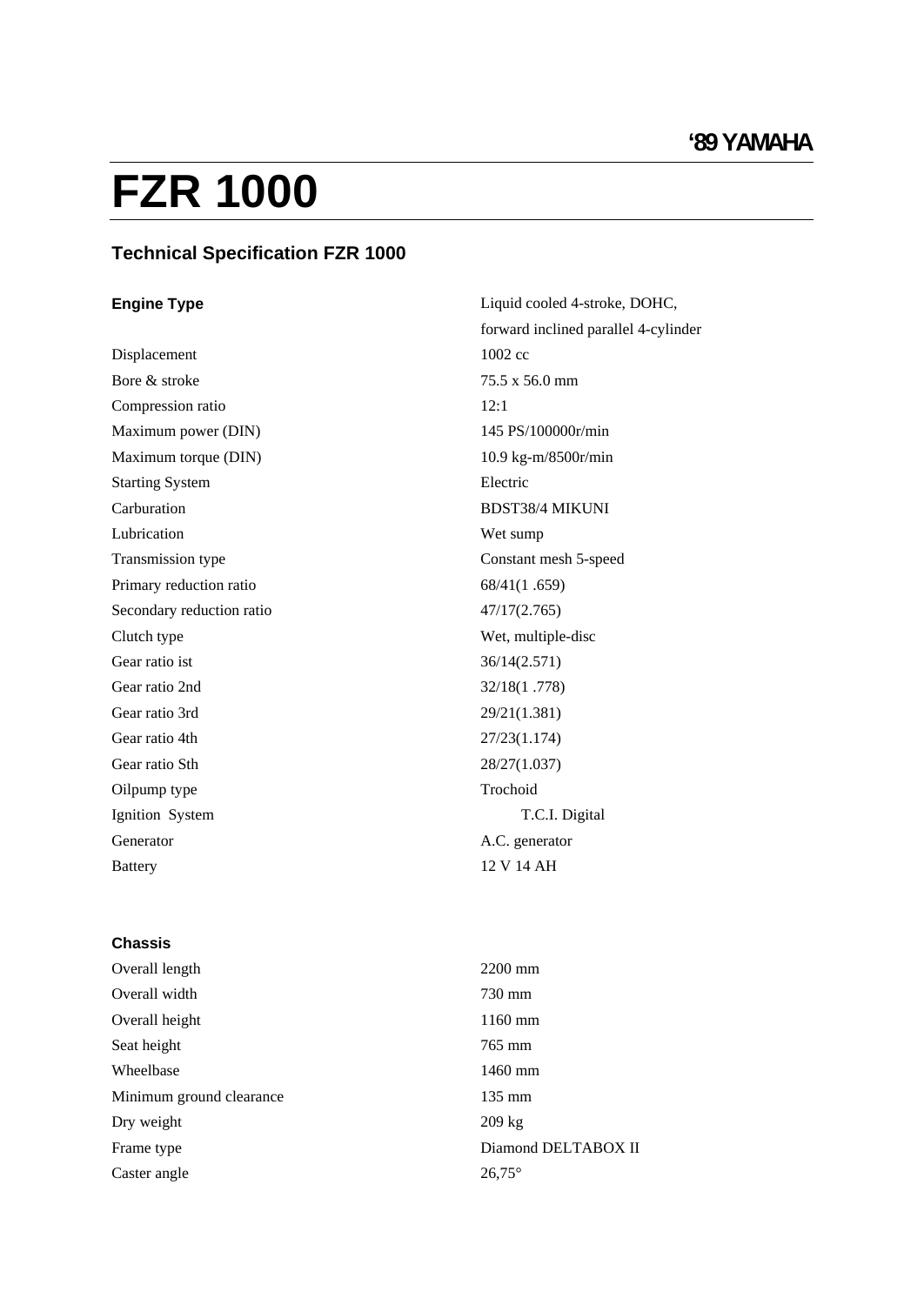'89 YAMAHA

# FZR 1000

## Technical Specification FZR 1000

| **Engine Type** | Liquid cooled 4-stroke, DOHC, forward inclined parallel 4-cylinder |
|---|---|
| Displacement | 1002 cc |
| Bore & stroke | 75.5 x 56.0 mm |
| Compression ratio | 12:1 |
| Maximum power (DIN) | 145 PS/100000r/min |
| Maximum torque (DIN) | 10.9 kg-m/8500r/min |
| Starting System | Electric |
| Carburation | BDST38/4 MIKUNI |
| Lubrication | Wet sump |
| Transmission type | Constant mesh 5-speed |
| Primary reduction ratio | 68/41(1 .659) |
| Secondary reduction ratio | 47/17(2.765) |
| Clutch type | Wet, multiple-disc |
| Gear ratio ist | 36/14(2.571) |
| Gear ratio 2nd | 32/18(1 .778) |
| Gear ratio 3rd | 29/21(1.381) |
| Gear ratio 4th | 27/23(1.174) |
| Gear ratio Sth | 28/27(1.037) |
| Oilpump type | Trochoid |
| Ignition System | T.C.I. Digital |
| Generator | A.C. generator |
| Battery | 12 V 14 AH |

| **Chassis** | |
|---|---|
| Overall length | 2200 mm |
| Overall width | 730 mm |
| Overall height | 1160 mm |
| Seat height | 765 mm |
| Wheelbase | 1460 mm |
| Minimum ground clearance | 135 mm |
| Dry weight | 209 kg |
| Frame type | Diamond DELTABOX II |
| Caster angle | 26,75° |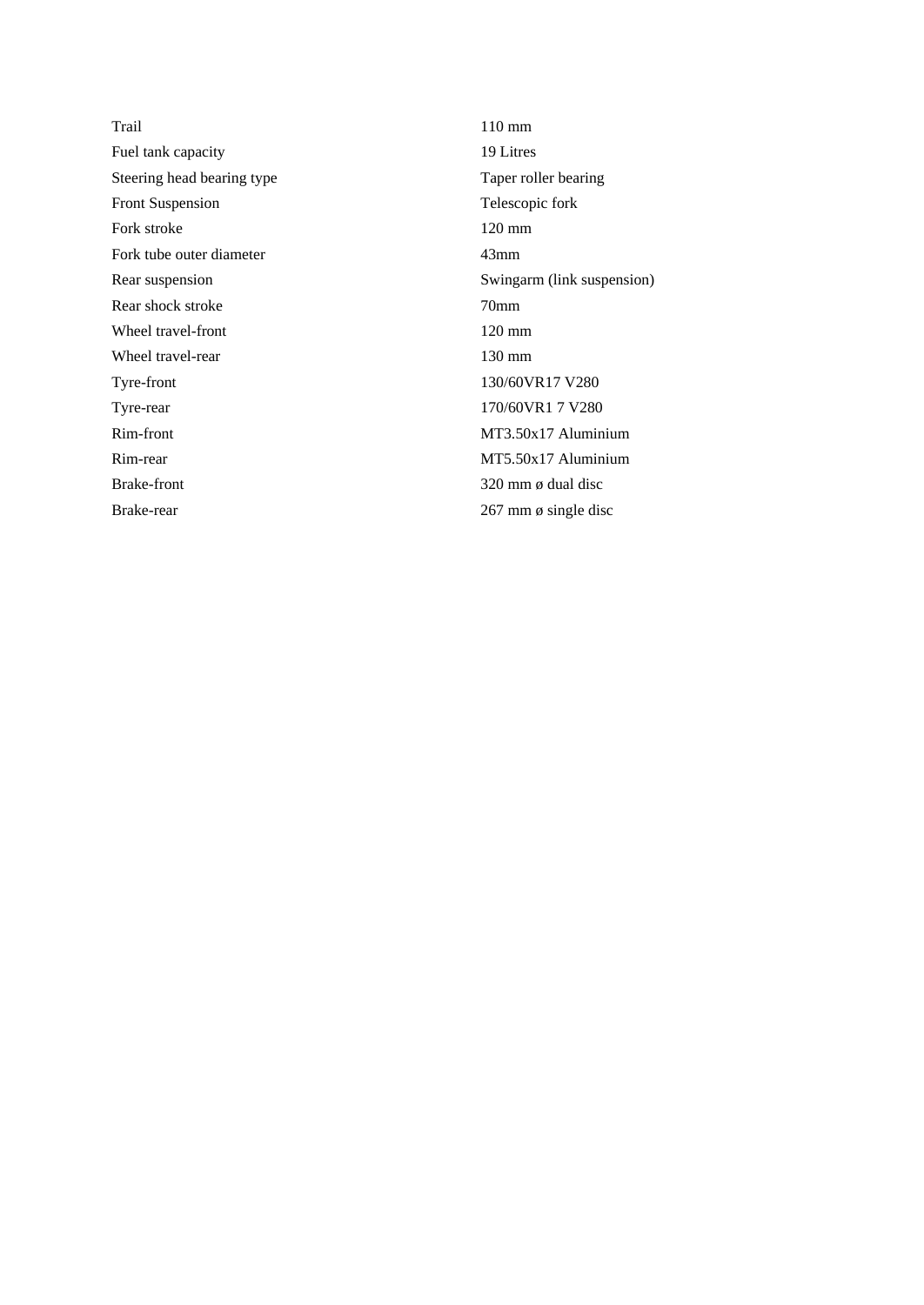| | |
|---|---|
| Trail | 110 mm |
| Fuel tank capacity | 19 Litres |
| Steering head bearing type | Taper roller bearing |
| Front Suspension | Telescopic fork |
| Fork stroke | 120 mm |
| Fork tube outer diameter | 43mm |
| Rear suspension | Swingarm (link suspension) |
| Rear shock stroke | 70mm |
| Wheel travel-front | 120 mm |
| Wheel travel-rear | 130 mm |
| Tyre-front | 130/60VR17 V280 |
| Tyre-rear | 170/60VR1 7 V280 |
| Rim-front | MT3.50x17 Aluminium |
| Rim-rear | MT5.50x17 Aluminium |
| Brake-front | 320 mm ø dual disc |
| Brake-rear | 267 mm ø single disc |